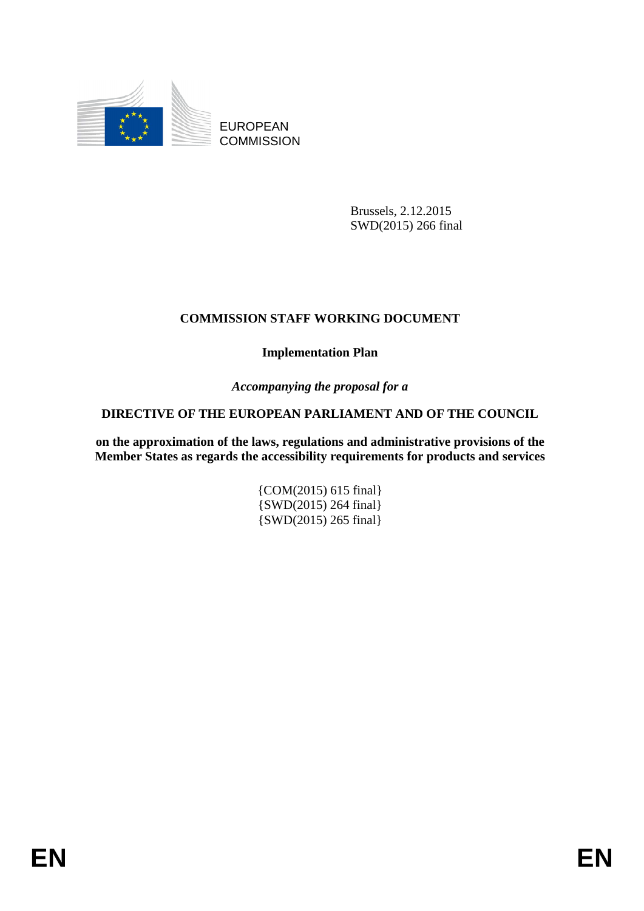EUROPEAN COMMISSION

Brussels, 2.12.2015
SWD(2015) 266 final

# COMMISSION STAFF WORKING DOCUMENT

**Implementation Plan**

*Accompanying the proposal for a*

**DIRECTIVE OF THE EUROPEAN PARLIAMENT AND OF THE COUNCIL**

**on the approximation of the laws, regulations and administrative provisions of the Member States as regards the accessibility requirements for products and services**

{COM(2015) 615 final}
{SWD(2015) 264 final}
{SWD(2015) 265 final}

EN EN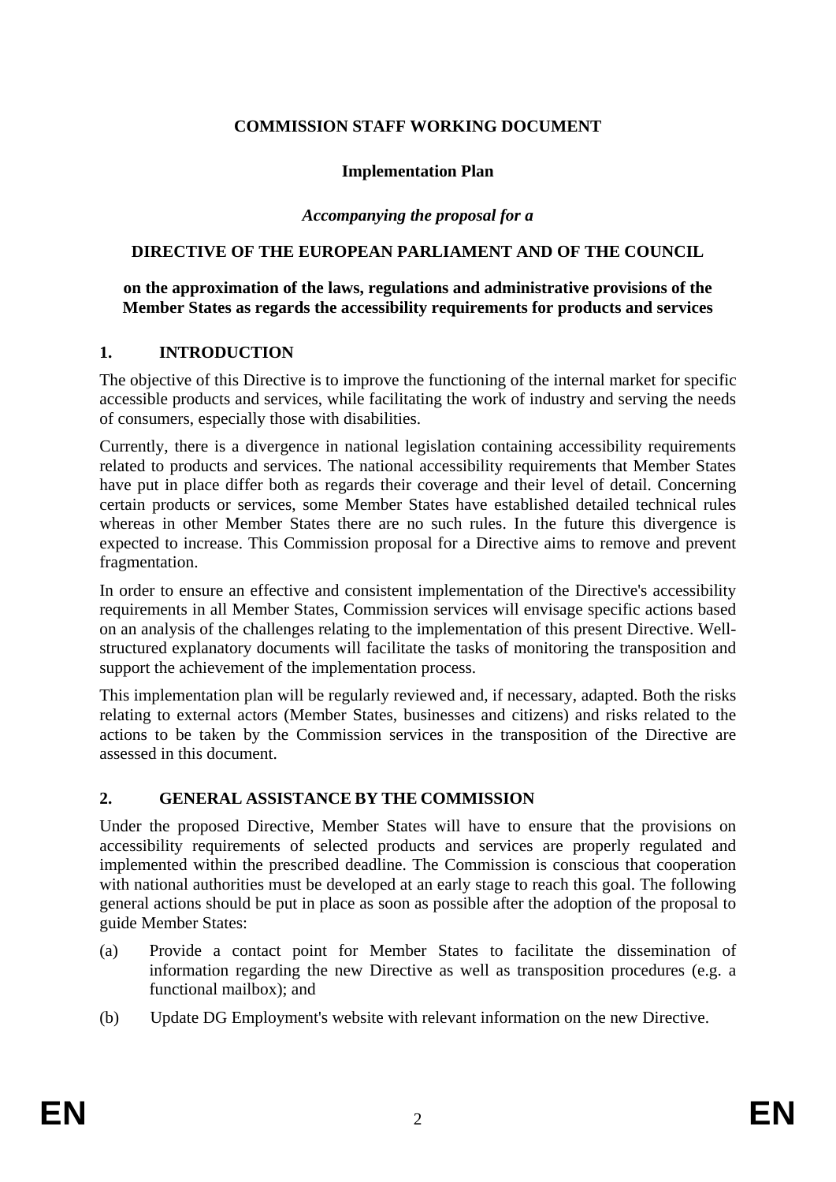**COMMISSION STAFF WORKING DOCUMENT**

**Implementation Plan**

***Accompanying the proposal for a***

**DIRECTIVE OF THE EUROPEAN PARLIAMENT AND OF THE COUNCIL**

**on the approximation of the laws, regulations and administrative provisions of the Member States as regards the accessibility requirements for products and services**

## 1. INTRODUCTION

The objective of this Directive is to improve the functioning of the internal market for specific accessible products and services, while facilitating the work of industry and serving the needs of consumers, especially those with disabilities.

Currently, there is a divergence in national legislation containing accessibility requirements related to products and services. The national accessibility requirements that Member States have put in place differ both as regards their coverage and their level of detail. Concerning certain products or services, some Member States have established detailed technical rules whereas in other Member States there are no such rules. In the future this divergence is expected to increase. This Commission proposal for a Directive aims to remove and prevent fragmentation.

In order to ensure an effective and consistent implementation of the Directive's accessibility requirements in all Member States, Commission services will envisage specific actions based on an analysis of the challenges relating to the implementation of this present Directive. Well-structured explanatory documents will facilitate the tasks of monitoring the transposition and support the achievement of the implementation process.

This implementation plan will be regularly reviewed and, if necessary, adapted. Both the risks relating to external actors (Member States, businesses and citizens) and risks related to the actions to be taken by the Commission services in the transposition of the Directive are assessed in this document.

## 2. GENERAL ASSISTANCE BY THE COMMISSION

Under the proposed Directive, Member States will have to ensure that the provisions on accessibility requirements of selected products and services are properly regulated and implemented within the prescribed deadline. The Commission is conscious that cooperation with national authorities must be developed at an early stage to reach this goal. The following general actions should be put in place as soon as possible after the adoption of the proposal to guide Member States:

(a) Provide a contact point for Member States to facilitate the dissemination of information regarding the new Directive as well as transposition procedures (e.g. a functional mailbox); and

(b) Update DG Employment's website with relevant information on the new Directive.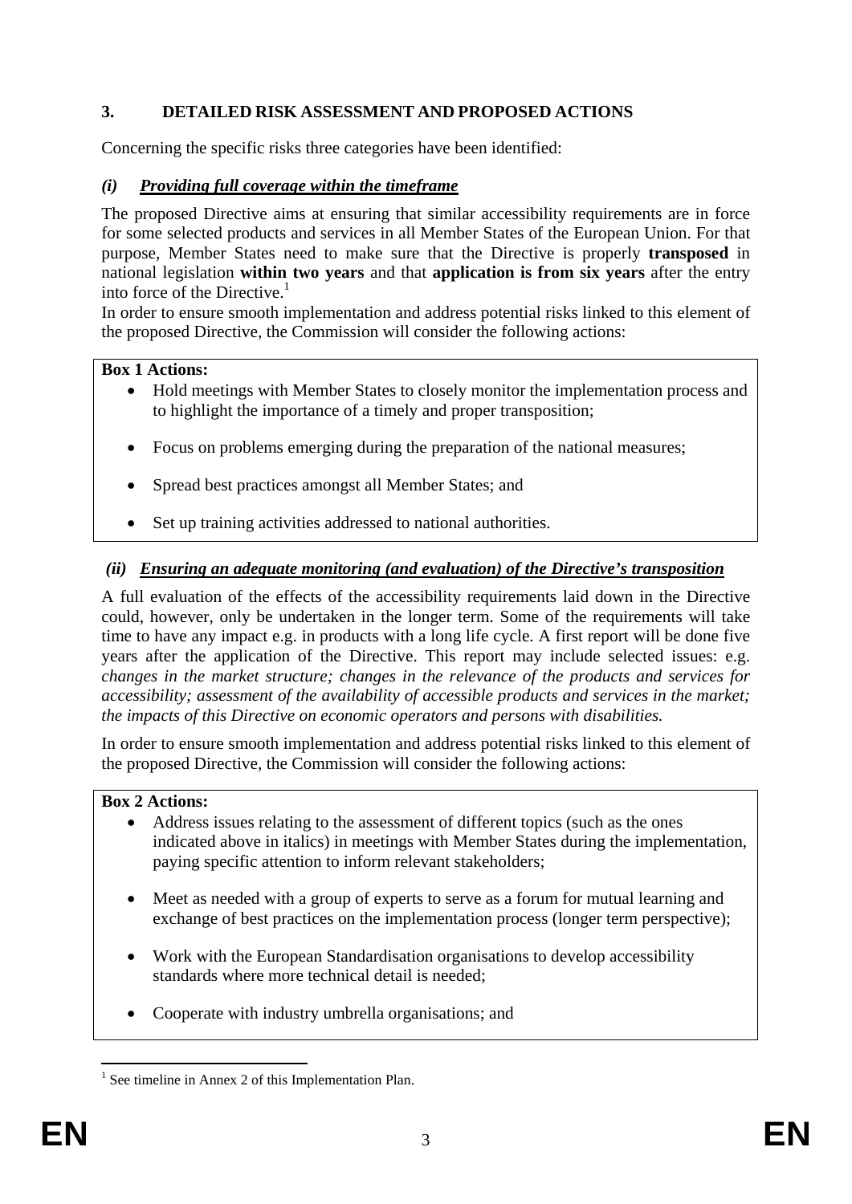## 3. DETAILED RISK ASSESSMENT AND PROPOSED ACTIONS

Concerning the specific risks three categories have been identified:

### *(i) Providing full coverage within the timeframe*

The proposed Directive aims at ensuring that similar accessibility requirements are in force for some selected products and services in all Member States of the European Union. For that purpose, Member States need to make sure that the Directive is properly **transposed** in national legislation **within two years** and that **application is from six years** after the entry into force of the Directive.[1]

In order to ensure smooth implementation and address potential risks linked to this element of the proposed Directive, the Commission will consider the following actions:

**Box 1 Actions:**

- Hold meetings with Member States to closely monitor the implementation process and to highlight the importance of a timely and proper transposition;
- Focus on problems emerging during the preparation of the national measures;
- Spread best practices amongst all Member States; and
- Set up training activities addressed to national authorities.

### *(ii) Ensuring an adequate monitoring (and evaluation) of the Directive's transposition*

A full evaluation of the effects of the accessibility requirements laid down in the Directive could, however, only be undertaken in the longer term. Some of the requirements will take time to have any impact e.g. in products with a long life cycle. A first report will be done five years after the application of the Directive. This report may include selected issues: e.g. *changes in the market structure; changes in the relevance of the products and services for accessibility; assessment of the availability of accessible products and services in the market; the impacts of this Directive on economic operators and persons with disabilities.*

In order to ensure smooth implementation and address potential risks linked to this element of the proposed Directive, the Commission will consider the following actions:

**Box 2 Actions:**

- Address issues relating to the assessment of different topics (such as the ones indicated above in italics) in meetings with Member States during the implementation, paying specific attention to inform relevant stakeholders;
- Meet as needed with a group of experts to serve as a forum for mutual learning and exchange of best practices on the implementation process (longer term perspective);
- Work with the European Standardisation organisations to develop accessibility standards where more technical detail is needed;
- Cooperate with industry umbrella organisations; and

[1] See timeline in Annex 2 of this Implementation Plan.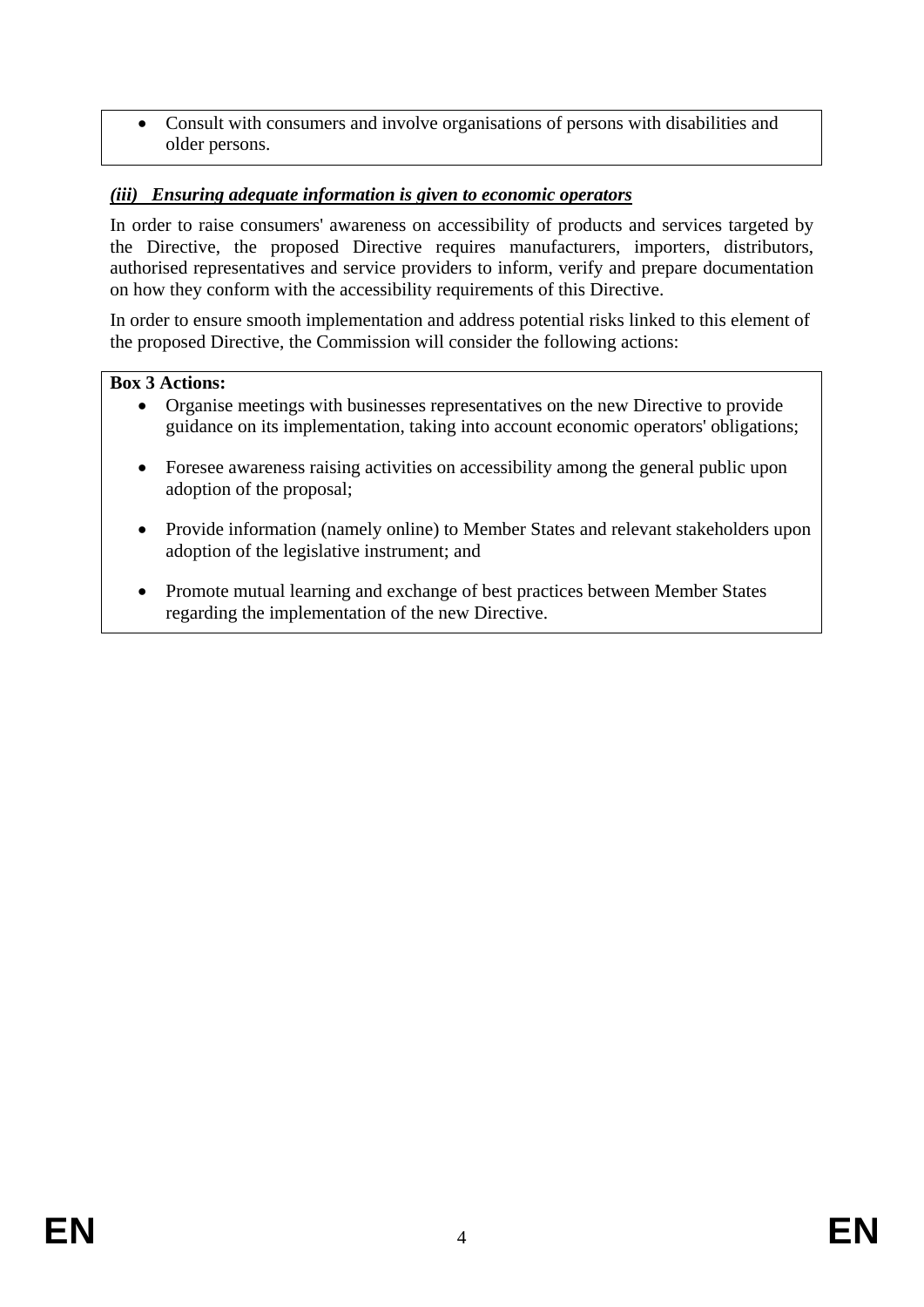- Consult with consumers and involve organisations of persons with disabilities and older persons.

### *(iii) Ensuring adequate information is given to economic operators*

In order to raise consumers' awareness on accessibility of products and services targeted by the Directive, the proposed Directive requires manufacturers, importers, distributors, authorised representatives and service providers to inform, verify and prepare documentation on how they conform with the accessibility requirements of this Directive.

In order to ensure smooth implementation and address potential risks linked to this element of the proposed Directive, the Commission will consider the following actions:

**Box 3 Actions:**

- Organise meetings with businesses representatives on the new Directive to provide guidance on its implementation, taking into account economic operators' obligations;
- Foresee awareness raising activities on accessibility among the general public upon adoption of the proposal;
- Provide information (namely online) to Member States and relevant stakeholders upon adoption of the legislative instrument; and
- Promote mutual learning and exchange of best practices between Member States regarding the implementation of the new Directive.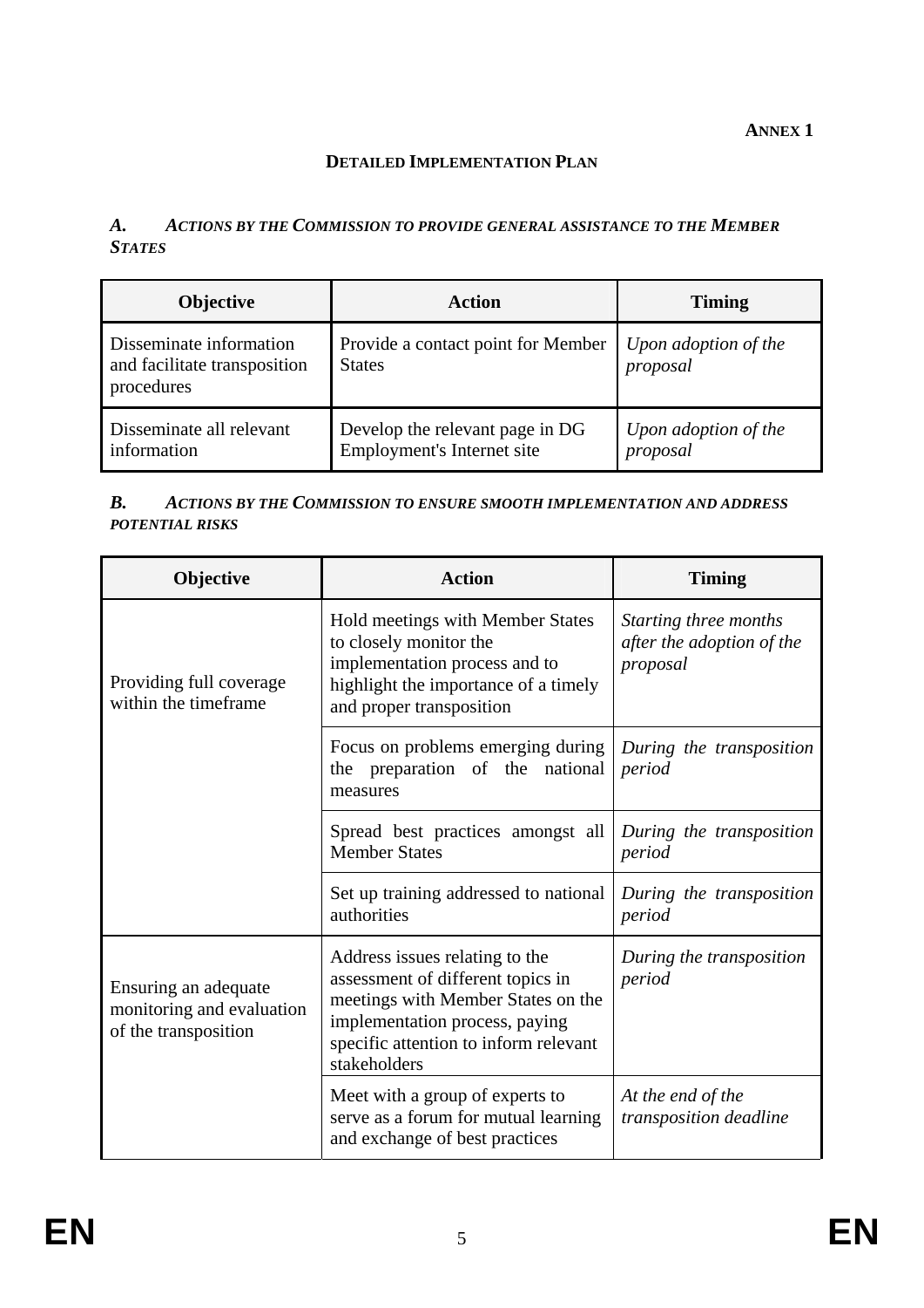**ANNEX 1**

## DETAILED IMPLEMENTATION PLAN

### *A. ACTIONS BY THE COMMISSION TO PROVIDE GENERAL ASSISTANCE TO THE MEMBER STATES*

| Objective | Action | Timing |
|---|---|---|
| Disseminate information and facilitate transposition procedures | Provide a contact point for Member States | *Upon adoption of the proposal* |
| Disseminate all relevant information | Develop the relevant page in DG Employment's Internet site | *Upon adoption of the proposal* |

### *B. ACTIONS BY THE COMMISSION TO ENSURE SMOOTH IMPLEMENTATION AND ADDRESS POTENTIAL RISKS*

| Objective | Action | Timing |
|---|---|---|
| Providing full coverage within the timeframe | Hold meetings with Member States to closely monitor the implementation process and to highlight the importance of a timely and proper transposition | *Starting three months after the adoption of the proposal* |
| | Focus on problems emerging during the preparation of the national measures | *During the transposition period* |
| | Spread best practices amongst all Member States | *During the transposition period* |
| | Set up training addressed to national authorities | *During the transposition period* |
| Ensuring an adequate monitoring and evaluation of the transposition | Address issues relating to the assessment of different topics in meetings with Member States on the implementation process, paying specific attention to inform relevant stakeholders | *During the transposition period* |
| | Meet with a group of experts to serve as a forum for mutual learning and exchange of best practices | *At the end of the transposition deadline* |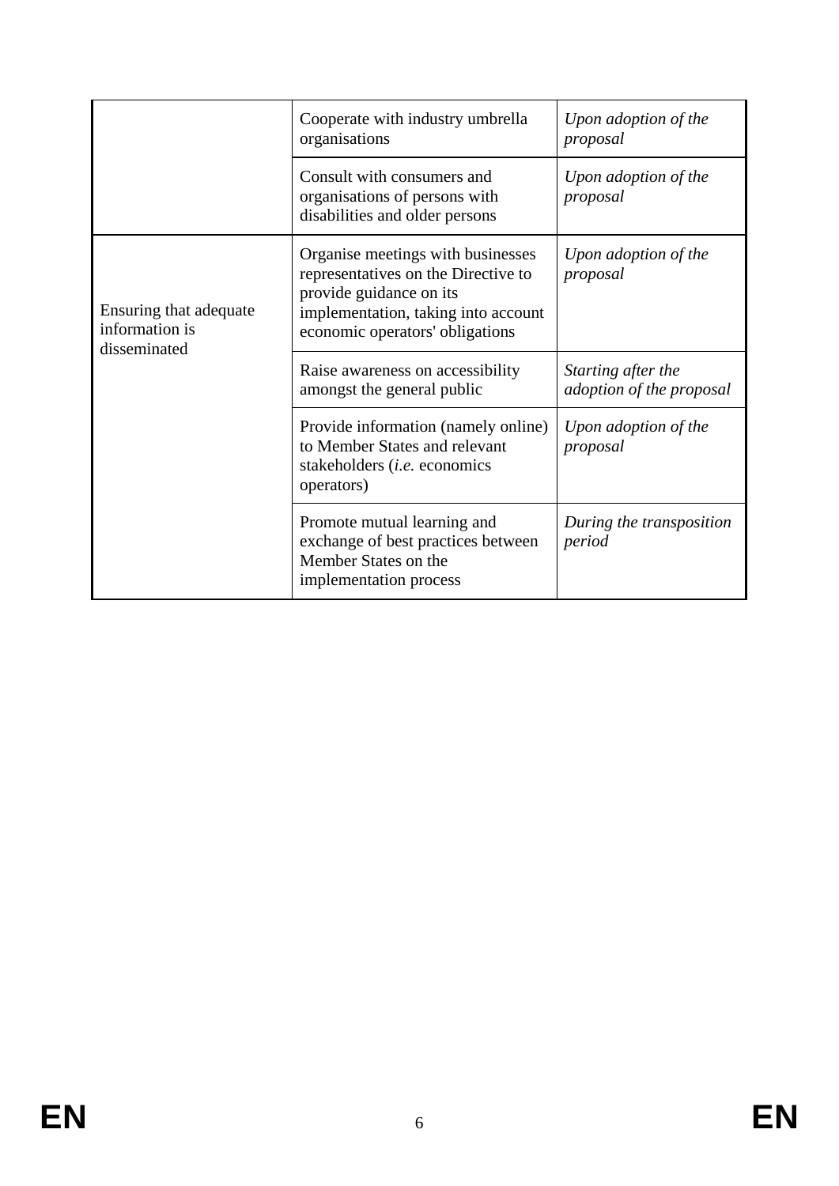| | | |
|---|---|---|
| | Cooperate with industry umbrella organisations | *Upon adoption of the proposal* |
| | Consult with consumers and organisations of persons with disabilities and older persons | *Upon adoption of the proposal* |
| Ensuring that adequate information is disseminated | Organise meetings with businesses representatives on the Directive to provide guidance on its implementation, taking into account economic operators' obligations | *Upon adoption of the proposal* |
| | Raise awareness on accessibility amongst the general public | *Starting after the adoption of the proposal* |
| | Provide information (namely online) to Member States and relevant stakeholders (*i.e.* economics operators) | *Upon adoption of the proposal* |
| | Promote mutual learning and exchange of best practices between Member States on the implementation process | *During the transposition period* |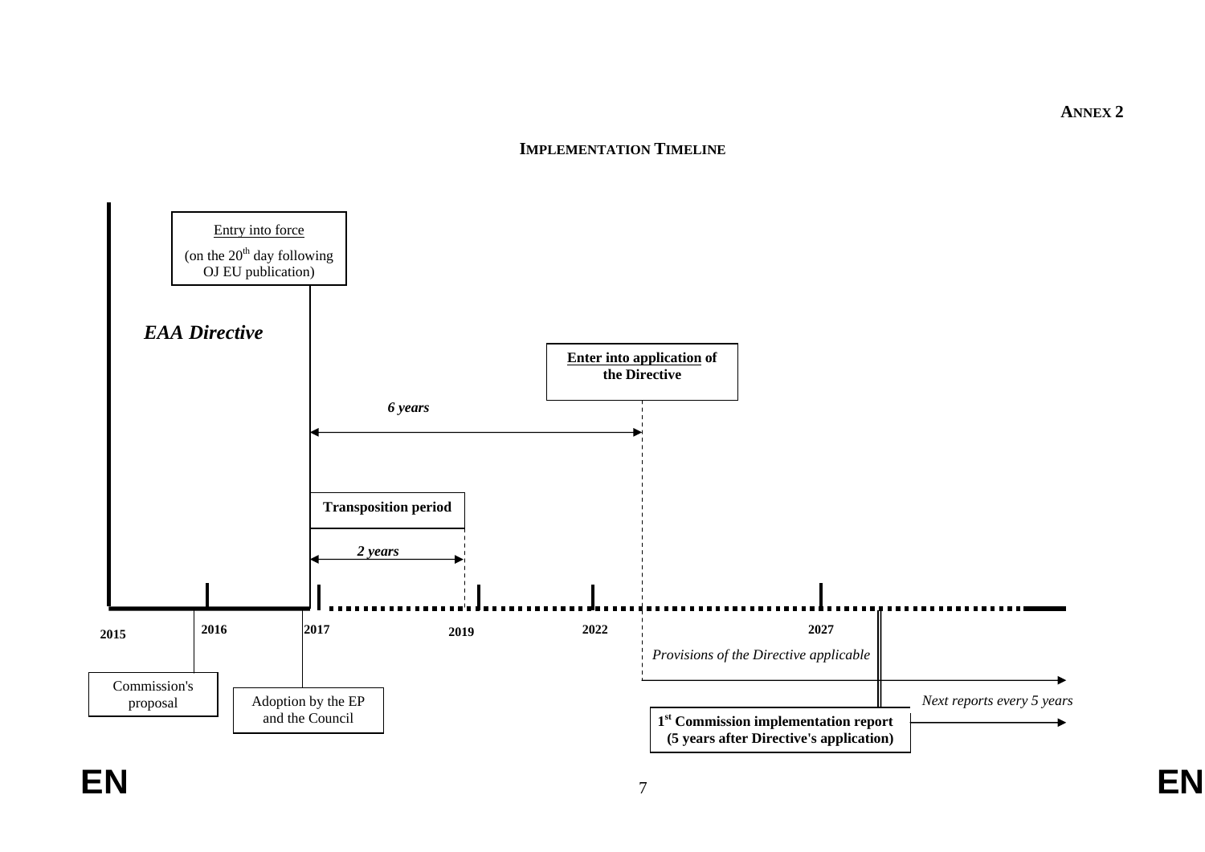**ANNEX 2**

**IMPLEMENTATION TIMELINE**

Entry into force

(on the 20th day following OJ EU publication)

*EAA Directive*

**Enter into application of the Directive**

*6 years*

**Transposition period**

*2 years*

2015

2016

2017

2019

2022

2027

*Provisions of the Directive applicable*

Commission's proposal

Adoption by the EP and the Council

*Next reports every 5 years*

**1st Commission implementation report (5 years after Directive's application)**